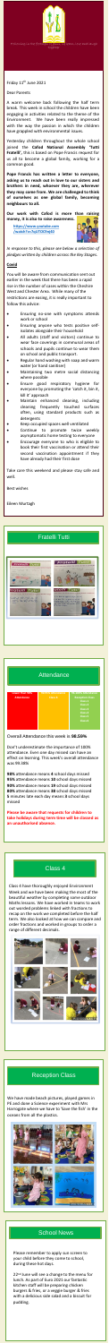Friday 11[th] June 2021

Dear Parents

A warm welcome back following the half term break. This week in school the children have been engaging in activities related to the theme of the Environment. We have been really impressed with the way the passion in which the children have grappled with environmental issues.

Yesterday children throughout the whole school joined the **Cafod National Assembly 'Tutti Fratelli'**, this is based on Pope Francis request for us all to become a global family, working for a common good.

**Pope Francis has written a letter to everyone, asking us to reach out in love to our sisters and brothers in need, whoever they are, wherever they may come from. We are challenged to think of ourselves as one global family, becoming neighbours to all.**

**Our week with Cafod is more than raising money, it is also to raise awareness.**

**https://www.youtube.com/watch?v=7yjlUTDO9q0**

*In response to this, please see below a selection of pledges written by children across the Key Stages.*

**Covid**

You will be aware from communication sent out earlier in the week that there has been a rapid rise in the number of cases within the Cheshire West and Chester Area. While many of the restrictions are easing, it is really important to follow the advice:

- Ensuring no-one with symptoms attends work or school
- Ensuring anyone who tests positive self-isolates alongside their household
- All adults (staff and visitors) continue to wear face coverings in communal areas of schools and pupils continue to wear them on school and public transport
- Regular hand washing with soap and warm water (or hand sanitiser)
- Maintaining two metre social distancing where possible
- Ensure good respiratory hygiene for everyone by promoting the 'catch it, bin it, kill it' approach
- Maintain enhanced cleaning, including cleaning frequently touched surfaces often, using standard products such as detergents
- Keep occupied spaces well ventilated
- Continue to promote twice weekly asymptomatic home testing to everyone
- Encourage everyone to who is eligible to book their first vaccination or attend their second vaccination appointment if they have already had their first dose

Take care this weekend and please stay safe and well.

Best wishes

Eileen Murtagh

## Fratelli Tutti

## Attendance

Overall Attendance this week is **98.59%**

Don't underestimate the importance of 100% attendance. Even one day missed can have an effect on learning. This week's overall attendance was 98.59%

**98%** attendance means **4** school days missed
**95%** attendance means **10** school days missed
**90%** attendance means **19** school days missed
**80%** attendance means **38** school days missed
**5** minutes late each day means **3** school days missed

**Please be aware that requests for children to take holidays during term time will be classed as an unauthorised absence.**

## Class 4

Class 4 have thoroughly enjoyed Environment Week and we have been making the most of the beautiful weather by completing some outdoor Maths lessons. We have worked in teams to work out worded problems linked with fractions to swap on the work we completed before the half term. We also looked at how we can compare and order fractions and worked in groups to order a range of different decimals.

## Reception Class

We have made beach pictures, played games in PE and done a Science experiment with Mrs Harrington where we have to 'save the fish' in the ocean from all the plastic.

## School News

Please remember to apply sun screen to your child before they come to school, during these hot days.

22[nd] June will see a change to the menu for lunch. As part of Euro 2021 our fantastic kitchen staff will be preparing chicken burgers & fries, or a veggie burger & fries with a delicious side salad and a biscuit for pudding.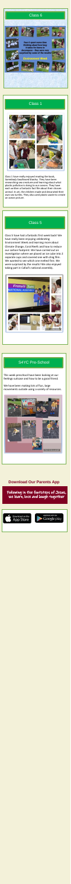## Class 6

## Class 1

Class 1 have really enjoyed reading the book, Somebody Swallowed Stanley. They have been researching sea creatures and learning about what plastic pollution is doing to our oceans. They have each written a fantastic fact file about their chosen animal. In art, the children made and decorated their own sea turtles. They also used plastic waste to create an ocean picture.

## Class 5

Class 5 have had a fantastic first week back! We have really been enjoying celebrating Environment Week and learning more about Climate Change, Coral Reefs and how to reduce our carbon footprint. We have carried out an investigation where we placed an ice cube into 2 separate cups and covered one with cling film. We wanted to see which one melted first. We were surprised by the results! We also enjoyed taking part in Cafod's national assembly.

## S4YC Pre-School

This week preschool have been looking at our feelings suitcase and how to be a good friend.

We have been making lots of fun, large movements outside using a variety of resources.

## Download Our Parents App

Following in the footsteps of Jesus, we learn, love and laugh together

Download on the App Store

Google play